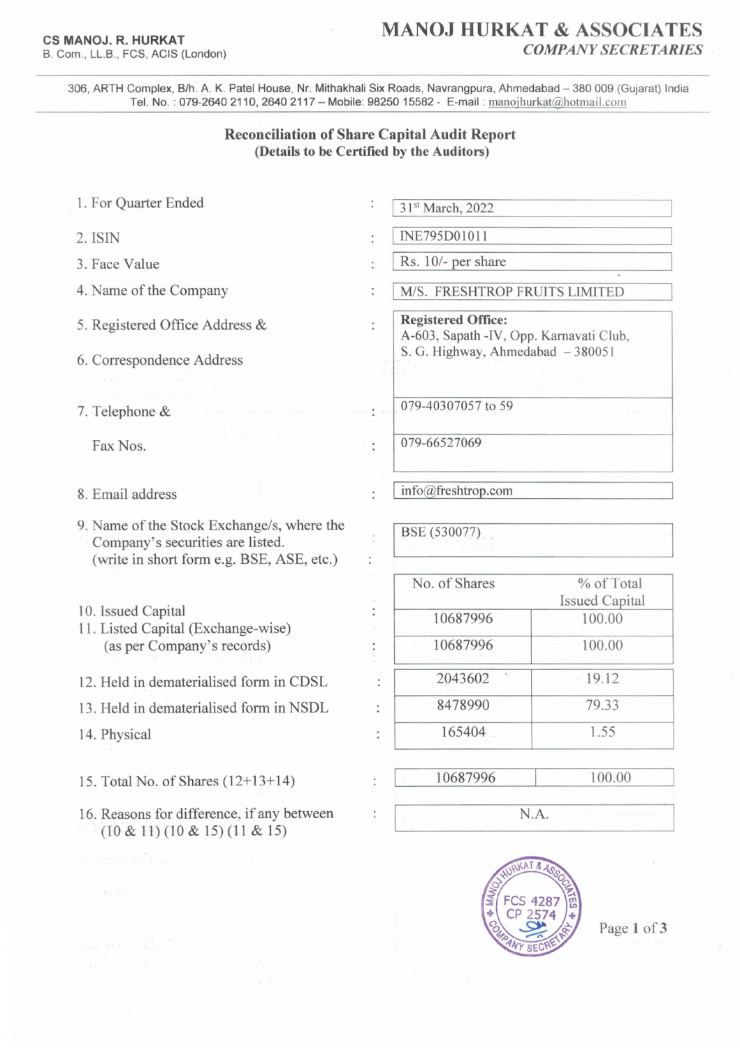**CS MANOJ. R. HURKAT**
B. Com., LL.B., FCS, ACIS (London)

# MANOJ HURKAT & ASSOCIATES

*COMPANY SECRETARIES*

306, ARTH Complex, B/h. A. K. Patel House, Nr. Mithakhali Six Roads, Navrangpura, Ahmedabad – 380 009 (Gujarat) India
Tel. No. : 079-2640 2110, 2640 2117 – Mobile: 98250 15582 - E-mail : manojhurkat@hotmail.com

## Reconciliation of Share Capital Audit Report
### (Details to be Certified by the Auditors)

| | | |
|---|---|---|
| 1. For Quarter Ended | : | 31st March, 2022 |
| 2. ISIN | : | INE795D01011 |
| 3. Face Value | : | Rs. 10/- per share |
| 4. Name of the Company | : | M/S. FRESHTROP FRUITS LIMITED |
| 5. Registered Office Address & 6. Correspondence Address | : | **Registered Office:** A-603, Sapath -IV, Opp. Karnavati Club, S. G. Highway, Ahmedabad – 380051 |
| 7. Telephone & | : | 079-40307057 to 59 |
| Fax Nos. | : | 079-66527069 |
| 8. Email address | : | info@freshtrop.com |
| 9. Name of the Stock Exchange/s, where the Company's securities are listed. (write in short form e.g. BSE, ASE, etc.) | : | BSE (530077) |

| | | No. of Shares | % of Total Issued Capital |
|---|---|---|---|
| 10. Issued Capital | : | 10687996 | 100.00 |
| 11. Listed Capital (Exchange-wise) (as per Company's records) | : | 10687996 | 100.00 |
| 12. Held in dematerialised form in CDSL | : | 2043602 | 19.12 |
| 13. Held in dematerialised form in NSDL | : | 8478990 | 79.33 |
| 14. Physical | : | 165404 | 1.55 |
| 15. Total No. of Shares (12+13+14) | : | 10687996 | 100.00 |
| 16. Reasons for difference, if any between (10 & 11) (10 & 15) (11 & 15) | : | N.A. | |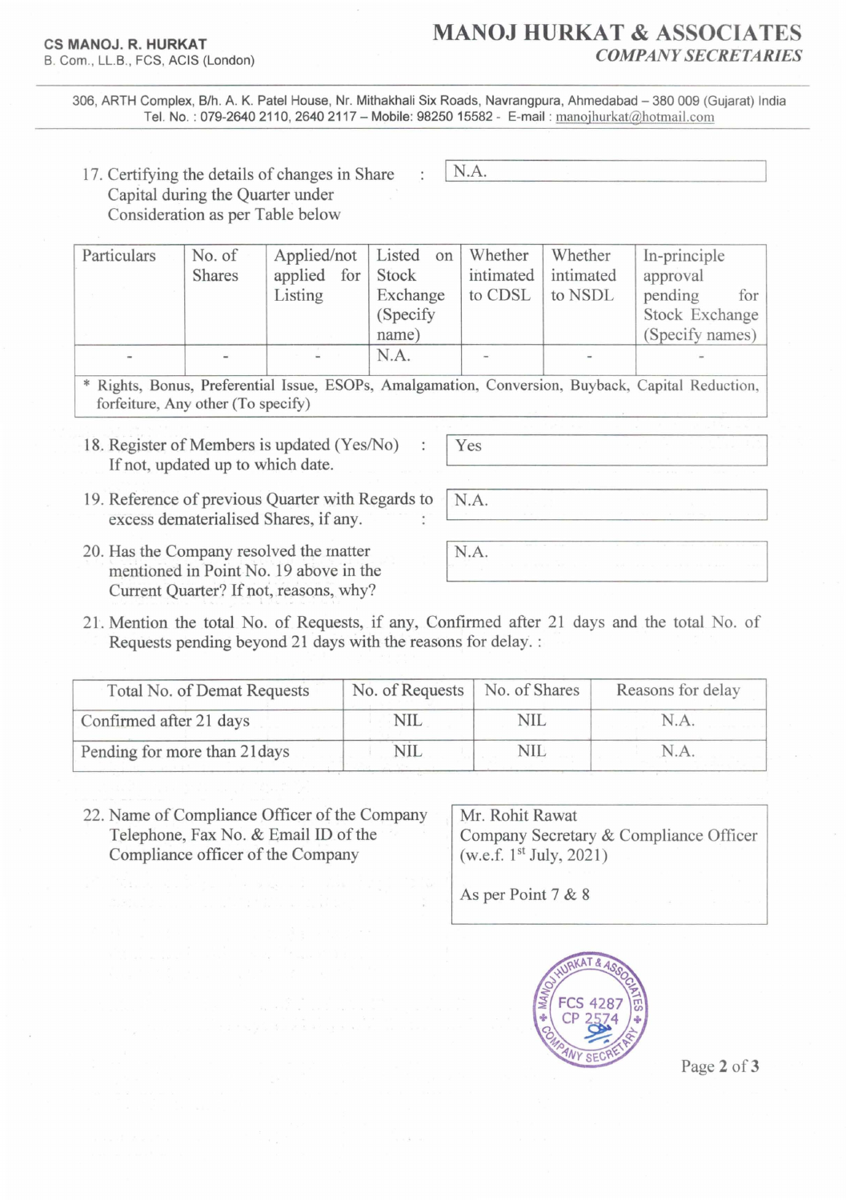**CS MANOJ. R. HURKAT**
B. Com., LL.B., FCS, ACIS (London)

# MANOJ HURKAT & ASSOCIATES
*COMPANY SECRETARIES*

306, ARTH Complex, B/h. A. K. Patel House, Nr. Mithakhali Six Roads, Navrangpura, Ahmedabad – 380 009 (Gujarat) India
Tel. No. : 079-2640 2110, 2640 2117 – Mobile: 98250 15582 - E-mail : manojhurkat@hotmail.com

17. Certifying the details of changes in Share Capital during the Quarter under Consideration as per Table below : N.A.

| Particulars | No. of Shares | Applied/not applied for Listing | Listed on Stock Exchange (Specify name) | Whether intimated to CDSL | Whether intimated to NSDL | In-principle approval pending for Stock Exchange (Specify names) |
|---|---|---|---|---|---|---|
| - | - | - | N.A. | - | - | - |
| * Rights, Bonus, Preferential Issue, ESOPs, Amalgamation, Conversion, Buyback, Capital Reduction, forfeiture, Any other (To specify) | | | | | | |

18. Register of Members is updated (Yes/No) If not, updated up to which date. : Yes

19. Reference of previous Quarter with Regards to excess dematerialised Shares, if any. : N.A.

20. Has the Company resolved the matter mentioned in Point No. 19 above in the Current Quarter? If not, reasons, why? : N.A.

21. Mention the total No. of Requests, if any, Confirmed after 21 days and the total No. of Requests pending beyond 21 days with the reasons for delay. :

| Total No. of Demat Requests | No. of Requests | No. of Shares | Reasons for delay |
|---|---|---|---|
| Confirmed after 21 days | NIL | NIL | N.A. |
| Pending for more than 21days | NIL | NIL | N.A. |

22. Name of Compliance Officer of the Company Telephone, Fax No. & Email ID of the Compliance officer of the Company : Mr. Rohit Rawat
Company Secretary & Compliance Officer (w.e.f. 1st July, 2021)

As per Point 7 & 8

MANOJ HURKAT & ASSOCIATES COMPANY SECRETARY FCS 4287 CP 2574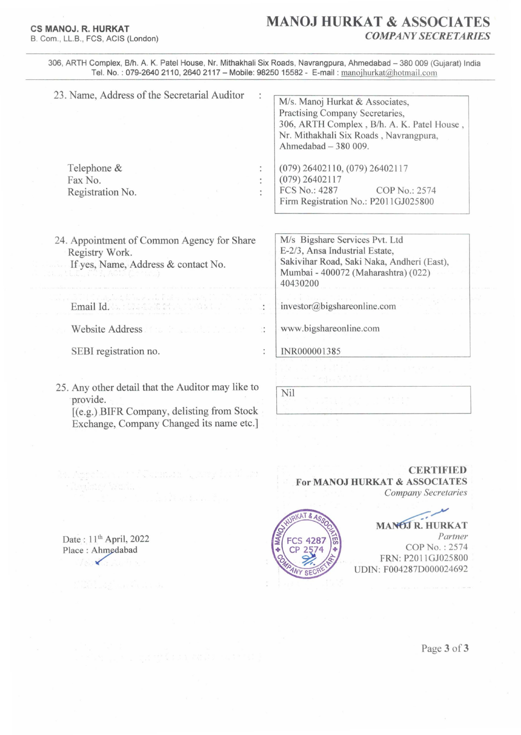**CS MANOJ. R. HURKAT**
B. Com., LL.B., FCS, ACIS (London)

# MANOJ HURKAT & ASSOCIATES

*COMPANY SECRETARIES*

306, ARTH Complex, B/h. A. K. Patel House, Nr. Mithakhali Six Roads, Navrangpura, Ahmedabad – 380 009 (Gujarat) India
Tel. No. : 079-2640 2110, 2640 2117 – Mobile: 98250 15582 - E-mail : manojhurkat@hotmail.com

| | | |
|---|---|---|
| 23. Name, Address of the Secretarial Auditor | : | M/s. Manoj Hurkat & Associates, Practising Company Secretaries, 306, ARTH Complex , B/h. A. K. Patel House , Nr. Mithakhali Six Roads , Navrangpura, Ahmedabad – 380 009. |
| Telephone & | : | (079) 26402110, (079) 26402117 |
| Fax No. | : | (079) 26402117 |
| Registration No. | : | FCS No.: 4287 COP No.: 2574<br>Firm Registration No.: P2011GJ025800 |
| 24. Appointment of Common Agency for Share Registry Work. If yes, Name, Address & contact No. | | M/s Bigshare Services Pvt. Ltd E-2/3, Ansa Industrial Estate, Sakivihar Road, Saki Naka, Andheri (East), Mumbai - 400072 (Maharashtra) (022) 40430200 |
| Email Id. | : | investor@bigshareonline.com |
| Website Address | : | www.bigshareonline.com |
| SEBI registration no. | : | INR000001385 |
| 25. Any other detail that the Auditor may like to provide. [(e.g.) BIFR Company, delisting from Stock Exchange, Company Changed its name etc.] | | Nil |

**CERTIFIED**
**For MANOJ HURKAT & ASSOCIATES**
*Company Secretaries*

MANOJ R. HURKAT
*Partner*
COP No. : 2574
FRN: P2011GJ025800
UDIN: F004287D000024692

Date : 11th April, 2022
Place : Ahmedabad